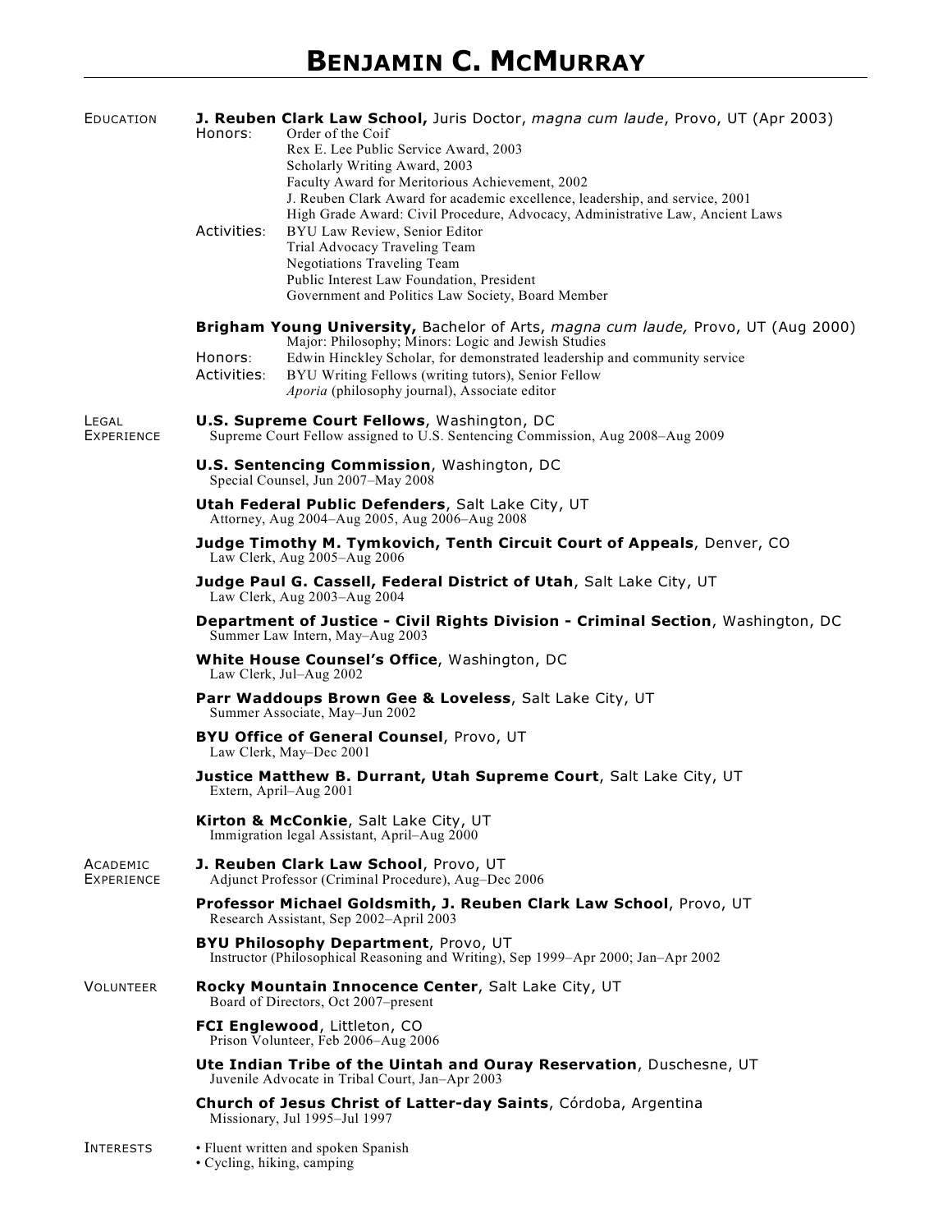# BENJAMIN C. MCMURRAY

## EDUCATION

**J. Reuben Clark Law School,** Juris Doctor, *magna cum laude*, Provo, UT (Apr 2003)

Honors:
- Order of the Coif
- Rex E. Lee Public Service Award, 2003
- Scholarly Writing Award, 2003
- Faculty Award for Meritorious Achievement, 2002
- J. Reuben Clark Award for academic excellence, leadership, and service, 2001
- High Grade Award: Civil Procedure, Advocacy, Administrative Law, Ancient Laws

Activities:
- BYU Law Review, Senior Editor
- Trial Advocacy Traveling Team
- Negotiations Traveling Team
- Public Interest Law Foundation, President
- Government and Politics Law Society, Board Member

**Brigham Young University,** Bachelor of Arts, *magna cum laude,* Provo, UT (Aug 2000)
Major: Philosophy; Minors: Logic and Jewish Studies

Honors:
- Edwin Hinckley Scholar, for demonstrated leadership and community service

Activities:
- BYU Writing Fellows (writing tutors), Senior Fellow
- *Aporia* (philosophy journal), Associate editor

## LEGAL EXPERIENCE

**U.S. Supreme Court Fellows**, Washington, DC
Supreme Court Fellow assigned to U.S. Sentencing Commission, Aug 2008–Aug 2009

**U.S. Sentencing Commission**, Washington, DC
Special Counsel, Jun 2007–May 2008

**Utah Federal Public Defenders**, Salt Lake City, UT
Attorney, Aug 2004–Aug 2005, Aug 2006–Aug 2008

**Judge Timothy M. Tymkovich, Tenth Circuit Court of Appeals**, Denver, CO
Law Clerk, Aug 2005–Aug 2006

**Judge Paul G. Cassell, Federal District of Utah**, Salt Lake City, UT
Law Clerk, Aug 2003–Aug 2004

**Department of Justice - Civil Rights Division - Criminal Section**, Washington, DC
Summer Law Intern, May–Aug 2003

**White House Counsel's Office**, Washington, DC
Law Clerk, Jul–Aug 2002

**Parr Waddoups Brown Gee & Loveless**, Salt Lake City, UT
Summer Associate, May–Jun 2002

**BYU Office of General Counsel**, Provo, UT
Law Clerk, May–Dec 2001

**Justice Matthew B. Durrant, Utah Supreme Court**, Salt Lake City, UT
Extern, April–Aug 2001

**Kirton & McConkie**, Salt Lake City, UT
Immigration legal Assistant, April–Aug 2000

## ACADEMIC EXPERIENCE

**J. Reuben Clark Law School**, Provo, UT
Adjunct Professor (Criminal Procedure), Aug–Dec 2006

**Professor Michael Goldsmith, J. Reuben Clark Law School**, Provo, UT
Research Assistant, Sep 2002–April 2003

**BYU Philosophy Department**, Provo, UT
Instructor (Philosophical Reasoning and Writing), Sep 1999–Apr 2000; Jan–Apr 2002

## VOLUNTEER

**Rocky Mountain Innocence Center**, Salt Lake City, UT
Board of Directors, Oct 2007–present

**FCI Englewood**, Littleton, CO
Prison Volunteer, Feb 2006–Aug 2006

**Ute Indian Tribe of the Uintah and Ouray Reservation**, Duschesne, UT
Juvenile Advocate in Tribal Court, Jan–Apr 2003

**Church of Jesus Christ of Latter-day Saints**, Córdoba, Argentina
Missionary, Jul 1995–Jul 1997

## INTERESTS

- Fluent written and spoken Spanish
- Cycling, hiking, camping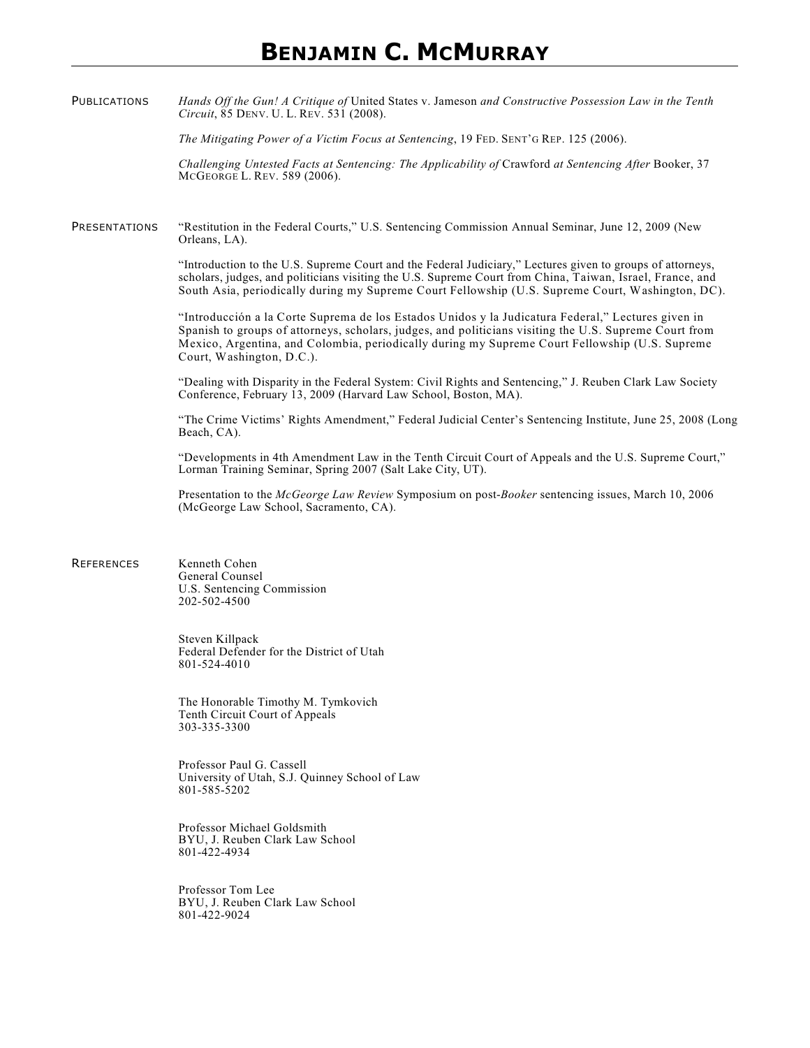# BENJAMIN C. MCMURRAY

## PUBLICATIONS

*Hands Off the Gun! A Critique of* United States v. Jameson *and Constructive Possession Law in the Tenth Circuit*, 85 DENV. U. L. REV. 531 (2008).

*The Mitigating Power of a Victim Focus at Sentencing*, 19 FED. SENT'G REP. 125 (2006).

*Challenging Untested Facts at Sentencing: The Applicability of* Crawford *at Sentencing After* Booker, 37 MCGEORGE L. REV. 589 (2006).

## PRESENTATIONS

"Restitution in the Federal Courts," U.S. Sentencing Commission Annual Seminar, June 12, 2009 (New Orleans, LA).

"Introduction to the U.S. Supreme Court and the Federal Judiciary," Lectures given to groups of attorneys, scholars, judges, and politicians visiting the U.S. Supreme Court from China, Taiwan, Israel, France, and South Asia, periodically during my Supreme Court Fellowship (U.S. Supreme Court, Washington, DC).

"Introducción a la Corte Suprema de los Estados Unidos y la Judicatura Federal," Lectures given in Spanish to groups of attorneys, scholars, judges, and politicians visiting the U.S. Supreme Court from Mexico, Argentina, and Colombia, periodically during my Supreme Court Fellowship (U.S. Supreme Court, Washington, D.C.).

"Dealing with Disparity in the Federal System: Civil Rights and Sentencing," J. Reuben Clark Law Society Conference, February 13, 2009 (Harvard Law School, Boston, MA).

"The Crime Victims' Rights Amendment," Federal Judicial Center's Sentencing Institute, June 25, 2008 (Long Beach, CA).

"Developments in 4th Amendment Law in the Tenth Circuit Court of Appeals and the U.S. Supreme Court," Lorman Training Seminar, Spring 2007 (Salt Lake City, UT).

Presentation to the *McGeorge Law Review* Symposium on post-*Booker* sentencing issues, March 10, 2006 (McGeorge Law School, Sacramento, CA).

## REFERENCES

Kenneth Cohen
General Counsel
U.S. Sentencing Commission
202-502-4500

Steven Killpack
Federal Defender for the District of Utah
801-524-4010

The Honorable Timothy M. Tymkovich
Tenth Circuit Court of Appeals
303-335-3300

Professor Paul G. Cassell
University of Utah, S.J. Quinney School of Law
801-585-5202

Professor Michael Goldsmith
BYU, J. Reuben Clark Law School
801-422-4934

Professor Tom Lee
BYU, J. Reuben Clark Law School
801-422-9024